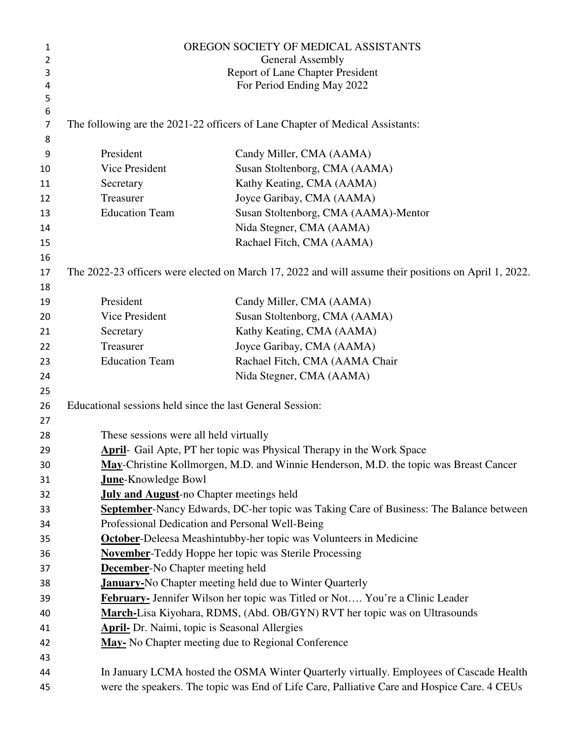# OREGON SOCIETY OF MEDICAL ASSISTANTS

General Assembly
Report of Lane Chapter President
For Period Ending May 2022

The following are the 2021-22 officers of Lane Chapter of Medical Assistants:

| | |
|---|---|
| President | Candy Miller, CMA (AAMA) |
| Vice President | Susan Stoltenborg, CMA (AAMA) |
| Secretary | Kathy Keating, CMA (AAMA) |
| Treasurer | Joyce Garibay, CMA (AAMA) |
| Education Team | Susan Stoltenborg, CMA (AAMA)-Mentor |
| | Nida Stegner, CMA (AAMA) |
| | Rachael Fitch, CMA (AAMA) |

The 2022-23 officers were elected on March 17, 2022 and will assume their positions on April 1, 2022.

| | |
|---|---|
| President | Candy Miller, CMA (AAMA) |
| Vice President | Susan Stoltenborg, CMA (AAMA) |
| Secretary | Kathy Keating, CMA (AAMA) |
| Treasurer | Joyce Garibay, CMA (AAMA) |
| Education Team | Rachael Fitch, CMA (AAMA Chair |
| | Nida Stegner, CMA (AAMA) |

Educational sessions held since the last General Session:

These sessions were all held virtually

**April**- Gail Apte, PT her topic was Physical Therapy in the Work Space
**May**-Christine Kollmorgen, M.D. and Winnie Henderson, M.D. the topic was Breast Cancer
**June**-Knowledge Bowl
**July and August**-no Chapter meetings held
**September**-Nancy Edwards, DC-her topic was Taking Care of Business: The Balance between Professional Dedication and Personal Well-Being
**October**-Deleesa Meashintubby-her topic was Volunteers in Medicine
**November**-Teddy Hoppe her topic was Sterile Processing
**December**-No Chapter meeting held
**January-**No Chapter meeting held due to Winter Quarterly
**February-** Jennifer Wilson her topic was Titled or Not…. You're a Clinic Leader
**March-**Lisa Kiyohara, RDMS, (Abd. OB/GYN) RVT her topic was on Ultrasounds
**April-** Dr. Naimi, topic is Seasonal Allergies
**May-** No Chapter meeting due to Regional Conference

In January LCMA hosted the OSMA Winter Quarterly virtually. Employees of Cascade Health were the speakers. The topic was End of Life Care, Palliative Care and Hospice Care. 4 CEUs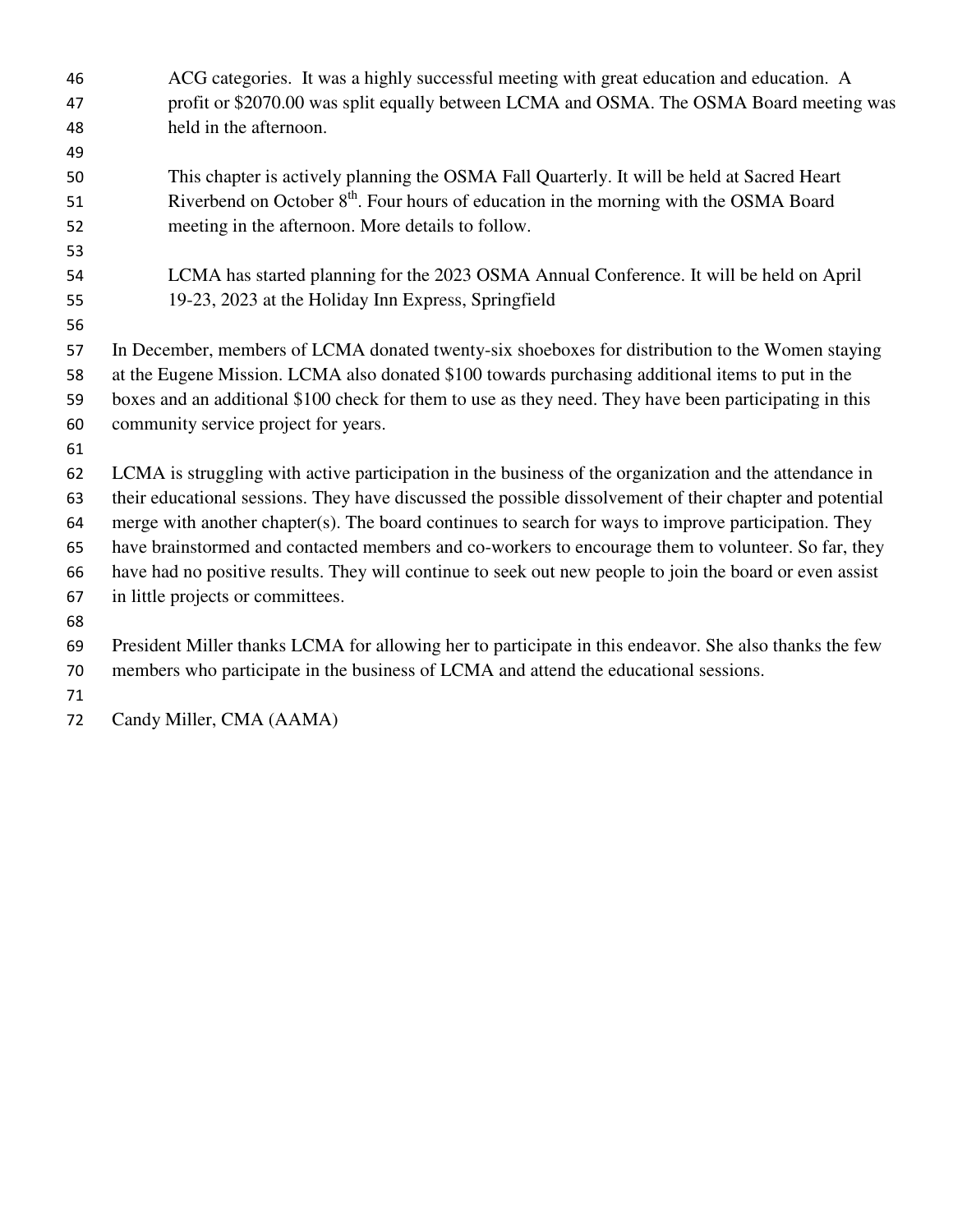ACG categories. It was a highly successful meeting with great education and education. A profit or $2070.00 was split equally between LCMA and OSMA. The OSMA Board meeting was held in the afternoon.

This chapter is actively planning the OSMA Fall Quarterly. It will be held at Sacred Heart Riverbend on October 8th. Four hours of education in the morning with the OSMA Board meeting in the afternoon. More details to follow.

LCMA has started planning for the 2023 OSMA Annual Conference. It will be held on April 19-23, 2023 at the Holiday Inn Express, Springfield

In December, members of LCMA donated twenty-six shoeboxes for distribution to the Women staying at the Eugene Mission. LCMA also donated $100 towards purchasing additional items to put in the boxes and an additional $100 check for them to use as they need. They have been participating in this community service project for years.

LCMA is struggling with active participation in the business of the organization and the attendance in their educational sessions. They have discussed the possible dissolvement of their chapter and potential merge with another chapter(s). The board continues to search for ways to improve participation. They have brainstormed and contacted members and co-workers to encourage them to volunteer. So far, they have had no positive results. They will continue to seek out new people to join the board or even assist in little projects or committees.

President Miller thanks LCMA for allowing her to participate in this endeavor. She also thanks the few members who participate in the business of LCMA and attend the educational sessions.

Candy Miller, CMA (AAMA)